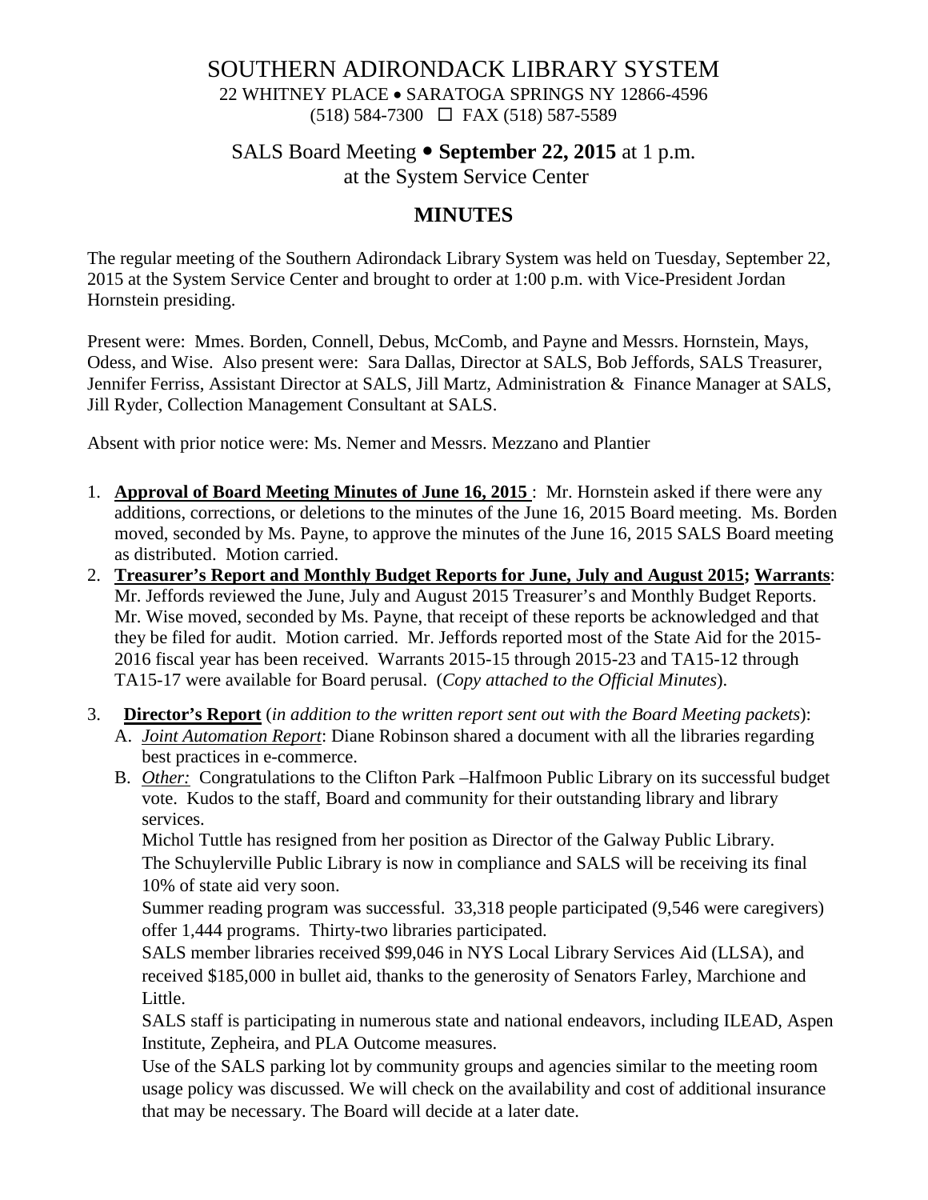# SOUTHERN ADIRONDACK LIBRARY SYSTEM

22 WHITNEY PLACE • SARATOGA SPRINGS NY 12866-4596
(518) 584-7300 ☐ FAX (518) 587-5589

## SALS Board Meeting • **September 22, 2015** at 1 p.m.
at the System Service Center

## **MINUTES**

The regular meeting of the Southern Adirondack Library System was held on Tuesday, September 22, 2015 at the System Service Center and brought to order at 1:00 p.m. with Vice-President Jordan Hornstein presiding.

Present were: Mmes. Borden, Connell, Debus, McComb, and Payne and Messrs. Hornstein, Mays, Odess, and Wise. Also present were: Sara Dallas, Director at SALS, Bob Jeffords, SALS Treasurer, Jennifer Ferriss, Assistant Director at SALS, Jill Martz, Administration & Finance Manager at SALS, Jill Ryder, Collection Management Consultant at SALS.

Absent with prior notice were: Ms. Nemer and Messrs. Mezzano and Plantier

1. **Approval of Board Meeting Minutes of June 16, 2015** : Mr. Hornstein asked if there were any additions, corrections, or deletions to the minutes of the June 16, 2015 Board meeting. Ms. Borden moved, seconded by Ms. Payne, to approve the minutes of the June 16, 2015 SALS Board meeting as distributed. Motion carried.
2. **Treasurer's Report and Monthly Budget Reports for June, July and August 2015; Warrants**: Mr. Jeffords reviewed the June, July and August 2015 Treasurer's and Monthly Budget Reports. Mr. Wise moved, seconded by Ms. Payne, that receipt of these reports be acknowledged and that they be filed for audit. Motion carried. Mr. Jeffords reported most of the State Aid for the 2015-2016 fiscal year has been received. Warrants 2015-15 through 2015-23 and TA15-12 through TA15-17 were available for Board perusal. (*Copy attached to the Official Minutes*).
3. **Director's Report** (*in addition to the written report sent out with the Board Meeting packets*):
   A. *Joint Automation Report*: Diane Robinson shared a document with all the libraries regarding best practices in e-commerce.
   B. *Other:* Congratulations to the Clifton Park –Halfmoon Public Library on its successful budget vote. Kudos to the staff, Board and community for their outstanding library and library services.
   Michol Tuttle has resigned from her position as Director of the Galway Public Library.
   The Schuylerville Public Library is now in compliance and SALS will be receiving its final 10% of state aid very soon.
   Summer reading program was successful. 33,318 people participated (9,546 were caregivers) offer 1,444 programs. Thirty-two libraries participated.
   SALS member libraries received $99,046 in NYS Local Library Services Aid (LLSA), and received $185,000 in bullet aid, thanks to the generosity of Senators Farley, Marchione and Little.
   SALS staff is participating in numerous state and national endeavors, including ILEAD, Aspen Institute, Zepheira, and PLA Outcome measures.
   Use of the SALS parking lot by community groups and agencies similar to the meeting room usage policy was discussed. We will check on the availability and cost of additional insurance that may be necessary. The Board will decide at a later date.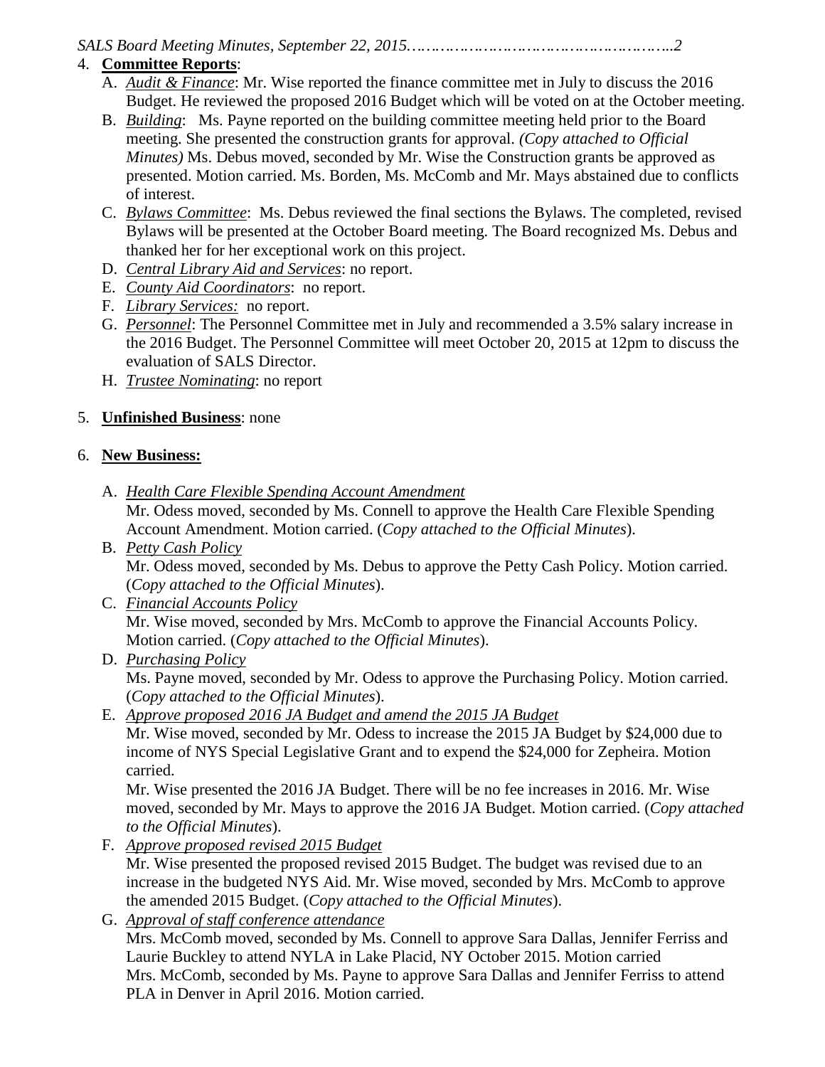4. **Committee Reports**:
   A. *Audit & Finance*: Mr. Wise reported the finance committee met in July to discuss the 2016 Budget. He reviewed the proposed 2016 Budget which will be voted on at the October meeting.
   B. *Building*: Ms. Payne reported on the building committee meeting held prior to the Board meeting. She presented the construction grants for approval. *(Copy attached to Official Minutes)* Ms. Debus moved, seconded by Mr. Wise the Construction grants be approved as presented. Motion carried. Ms. Borden, Ms. McComb and Mr. Mays abstained due to conflicts of interest.
   C. *Bylaws Committee*: Ms. Debus reviewed the final sections the Bylaws. The completed, revised Bylaws will be presented at the October Board meeting. The Board recognized Ms. Debus and thanked her for her exceptional work on this project.
   D. *Central Library Aid and Services*: no report.
   E. *County Aid Coordinators*: no report.
   F. *Library Services:* no report.
   G. *Personnel*: The Personnel Committee met in July and recommended a 3.5% salary increase in the 2016 Budget. The Personnel Committee will meet October 20, 2015 at 12pm to discuss the evaluation of SALS Director.
   H. *Trustee Nominating*: no report

5. **Unfinished Business**: none

6. **New Business:**

   A. *Health Care Flexible Spending Account Amendment*
   Mr. Odess moved, seconded by Ms. Connell to approve the Health Care Flexible Spending Account Amendment. Motion carried. (*Copy attached to the Official Minutes*).
   B. *Petty Cash Policy*
   Mr. Odess moved, seconded by Ms. Debus to approve the Petty Cash Policy. Motion carried. (*Copy attached to the Official Minutes*).
   C. *Financial Accounts Policy*
   Mr. Wise moved, seconded by Mrs. McComb to approve the Financial Accounts Policy. Motion carried. (*Copy attached to the Official Minutes*).
   D. *Purchasing Policy*
   Ms. Payne moved, seconded by Mr. Odess to approve the Purchasing Policy. Motion carried. (*Copy attached to the Official Minutes*).
   E. *Approve proposed 2016 JA Budget and amend the 2015 JA Budget*
   Mr. Wise moved, seconded by Mr. Odess to increase the 2015 JA Budget by $24,000 due to income of NYS Special Legislative Grant and to expend the $24,000 for Zepheira. Motion carried.
   Mr. Wise presented the 2016 JA Budget. There will be no fee increases in 2016. Mr. Wise moved, seconded by Mr. Mays to approve the 2016 JA Budget. Motion carried. (*Copy attached to the Official Minutes*).
   F. *Approve proposed revised 2015 Budget*
   Mr. Wise presented the proposed revised 2015 Budget. The budget was revised due to an increase in the budgeted NYS Aid. Mr. Wise moved, seconded by Mrs. McComb to approve the amended 2015 Budget. (*Copy attached to the Official Minutes*).
   G. *Approval of staff conference attendance*
   Mrs. McComb moved, seconded by Ms. Connell to approve Sara Dallas, Jennifer Ferriss and Laurie Buckley to attend NYLA in Lake Placid, NY October 2015. Motion carried
   Mrs. McComb, seconded by Ms. Payne to approve Sara Dallas and Jennifer Ferriss to attend PLA in Denver in April 2016. Motion carried.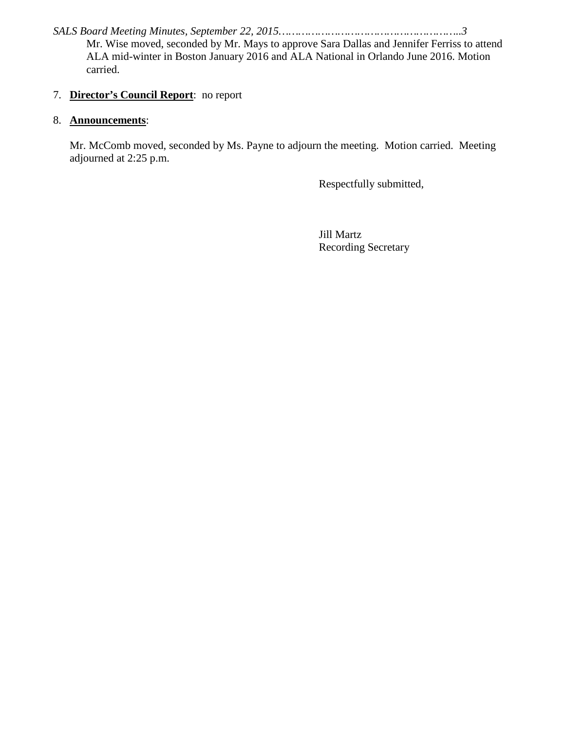Mr. Wise moved, seconded by Mr. Mays to approve Sara Dallas and Jennifer Ferriss to attend ALA mid-winter in Boston January 2016 and ALA National in Orlando June 2016. Motion carried.

7. **Director's Council Report**: no report

8. **Announcements**:

Mr. McComb moved, seconded by Ms. Payne to adjourn the meeting. Motion carried. Meeting adjourned at 2:25 p.m.

Respectfully submitted,

Jill Martz
Recording Secretary